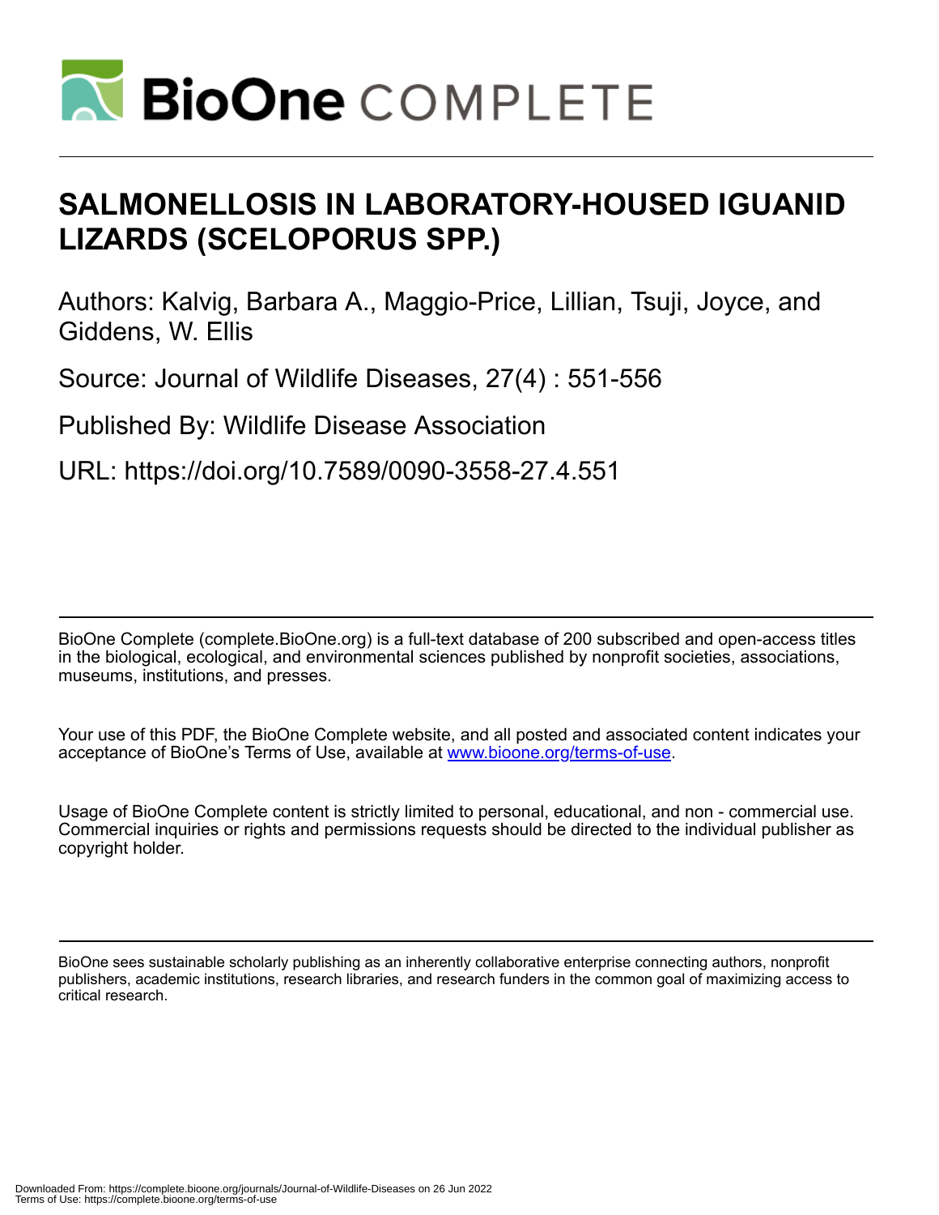# SALMONELLOSIS IN LABORATORY-HOUSED IGUANID LIZARDS (SCELOPORUS SPP.)

Authors: Kalvig, Barbara A., Maggio-Price, Lillian, Tsuji, Joyce, and Giddens, W. Ellis

Source: Journal of Wildlife Diseases, 27(4) : 551-556

Published By: Wildlife Disease Association

URL: https://doi.org/10.7589/0090-3558-27.4.551

BioOne Complete (complete.BioOne.org) is a full-text database of 200 subscribed and open-access titles in the biological, ecological, and environmental sciences published by nonprofit societies, associations, museums, institutions, and presses.

Your use of this PDF, the BioOne Complete website, and all posted and associated content indicates your acceptance of BioOne's Terms of Use, available at www.bioone.org/terms-of-use.

Usage of BioOne Complete content is strictly limited to personal, educational, and non - commercial use. Commercial inquiries or rights and permissions requests should be directed to the individual publisher as copyright holder.

BioOne sees sustainable scholarly publishing as an inherently collaborative enterprise connecting authors, nonprofit publishers, academic institutions, research libraries, and research funders in the common goal of maximizing access to critical research.

Downloaded From: https://complete.bioone.org/journals/Journal-of-Wildlife-Diseases on 26 Jun 2022
Terms of Use: https://complete.bioone.org/terms-of-use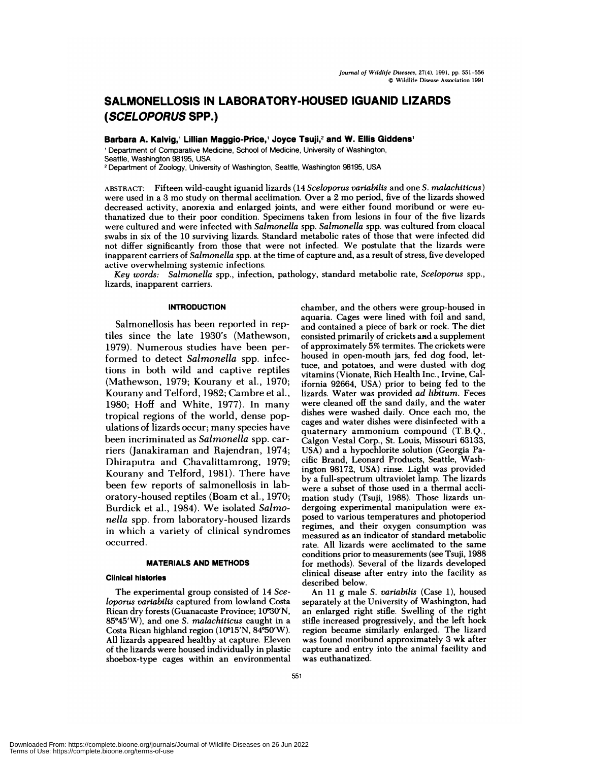# SALMONELLOSIS IN LABORATORY-HOUSED IGUANID LIZARDS (*SCELOPORUS* SPP.)

**Barbara A. Kalvig,[1] Lillian Maggio-Price,[1] Joyce Tsuji,[2] and W. Ellis Giddens[1]**

[1] Department of Comparative Medicine, School of Medicine, University of Washington, Seattle, Washington 98195, USA

[2] Department of Zoology, University of Washington, Seattle, Washington 98195, USA

ABSTRACT: Fifteen wild-caught iguanid lizards (14 *Sceloporus variabilis* and one *S. malachiticus*) were used in a 3 mo study on thermal acclimation. Over a 2 mo period, five of the lizards showed decreased activity, anorexia and enlarged joints, and were either found moribund or were euthanatized due to their poor condition. Specimens taken from lesions in four of the five lizards were cultured and were infected with *Salmonella* spp. *Salmonella* spp. was cultured from cloacal swabs in six of the 10 surviving lizards. Standard metabolic rates of those that were infected did not differ significantly from those that were not infected. We postulate that the lizards were inapparent carriers of *Salmonella* spp. at the time of capture and, as a result of stress, five developed active overwhelming systemic infections.

*Key words:* *Salmonella* spp., infection, pathology, standard metabolic rate, *Sceloporus* spp., lizards, inapparent carriers.

## INTRODUCTION

Salmonellosis has been reported in reptiles since the late 1930's (Mathewson, 1979). Numerous studies have been performed to detect *Salmonella* spp. infections in both wild and captive reptiles (Mathewson, 1979; Kourany et al., 1970; Kourany and Telford, 1982; Cambre et al., 1980; Hoff and White, 1977). In many tropical regions of the world, dense populations of lizards occur; many species have been incriminated as *Salmonella* spp. carriers (Janakiraman and Rajendran, 1974; Dhiraputra and Chavalittamrong, 1979; Kourany and Telford, 1981). There have been few reports of salmonellosis in laboratory-housed reptiles (Boam et al., 1970; Burdick et al., 1984). We isolated *Salmonella* spp. from laboratory-housed lizards in which a variety of clinical syndromes occurred.

## MATERIALS AND METHODS

### Clinical histories

The experimental group consisted of 14 *Sceloporus variabilis* captured from lowland Costa Rican dry forests (Guanacaste Province; 10°30′N, 85°45′W), and one *S. malachiticus* caught in a Costa Rican highland region (10°15′N, 84°50′W). All lizards appeared healthy at capture. Eleven of the lizards were housed individually in plastic shoebox-type cages within an environmental chamber, and the others were group-housed in aquaria. Cages were lined with foil and sand, and contained a piece of bark or rock. The diet consisted primarily of crickets and a supplement of approximately 5% termites. The crickets were housed in open-mouth jars, fed dog food, lettuce, and potatoes, and were dusted with dog vitamins (Vionate, Rich Health Inc., Irvine, California 92664, USA) prior to being fed to the lizards. Water was provided *ad libitum*. Feces were cleaned off the sand daily, and the water dishes were washed daily. Once each mo, the cages and water dishes were disinfected with a quaternary ammonium compound (T.B.Q., Calgon Vestal Corp., St. Louis, Missouri 63133, USA) and a hypochlorite solution (Georgia Pacific Brand, Leonard Products, Seattle, Washington 98172, USA) rinse. Light was provided by a full-spectrum ultraviolet lamp. The lizards were a subset of those used in a thermal acclimation study (Tsuji, 1988). Those lizards undergoing experimental manipulation were exposed to various temperatures and photoperiod regimes, and their oxygen consumption was measured as an indicator of standard metabolic rate. All lizards were acclimated to the same conditions prior to measurements (see Tsuji, 1988 for methods). Several of the lizards developed clinical disease after entry into the facility as described below.

An 11 g male *S. variabilis* (Case 1), housed separately at the University of Washington, had an enlarged right stifle. Swelling of the right stifle increased progressively, and the left hock region became similarly enlarged. The lizard was found moribund approximately 3 wk after capture and entry into the animal facility and was euthanatized.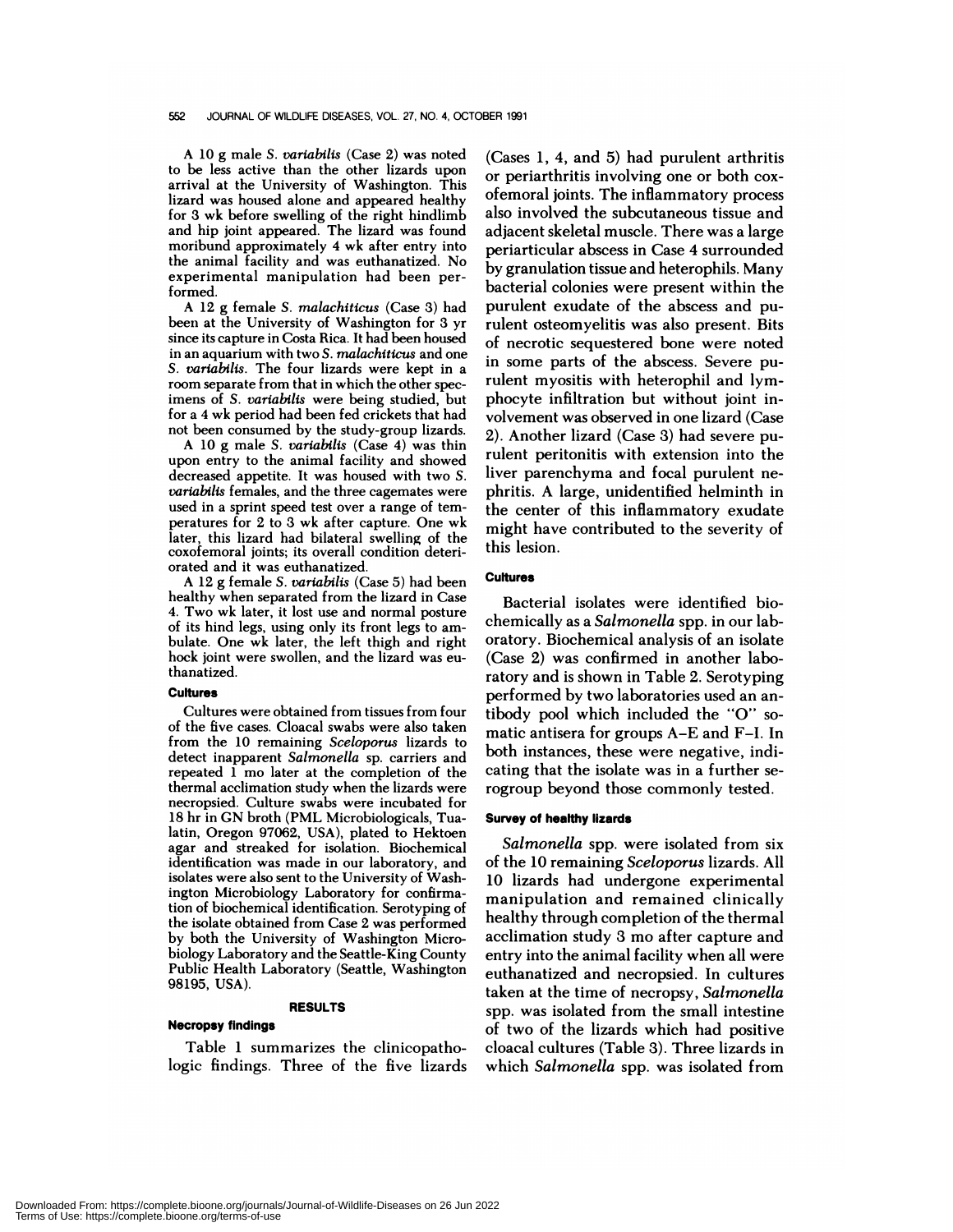A 10 g male *S. variabilis* (Case 2) was noted to be less active than the other lizards upon arrival at the University of Washington. This lizard was housed alone and appeared healthy for 3 wk before swelling of the right hindlimb and hip joint appeared. The lizard was found moribund approximately 4 wk after entry into the animal facility and was euthanatized. No experimental manipulation had been performed.

A 12 g female *S. malachiticus* (Case 3) had been at the University of Washington for 3 yr since its capture in Costa Rica. It had been housed in an aquarium with two *S. malachiticus* and one *S. variabilis*. The four lizards were kept in a room separate from that in which the other specimens of *S. variabilis* were being studied, but for a 4 wk period had been fed crickets that had not been consumed by the study-group lizards.

A 10 g male *S. variabilis* (Case 4) was thin upon entry to the animal facility and showed decreased appetite. It was housed with two *S. variabilis* females, and the three cagemates were used in a sprint speed test over a range of temperatures for 2 to 3 wk after capture. One wk later, this lizard had bilateral swelling of the coxofemoral joints; its overall condition deteriorated and it was euthanatized.

A 12 g female *S. variabilis* (Case 5) had been healthy when separated from the lizard in Case 4. Two wk later, it lost use and normal posture of its hind legs, using only its front legs to ambulate. One wk later, the left thigh and right hock joint were swollen, and the lizard was euthanatized.

### Cultures

Cultures were obtained from tissues from four of the five cases. Cloacal swabs were also taken from the 10 remaining *Sceloporus* lizards to detect inapparent *Salmonella* sp. carriers and repeated 1 mo later at the completion of the thermal acclimation study when the lizards were necropsied. Culture swabs were incubated for 18 hr in GN broth (PML Microbiologicals, Tualatin, Oregon 97062, USA), plated to Hektoen agar and streaked for isolation. Biochemical identification was made in our laboratory, and isolates were also sent to the University of Washington Microbiology Laboratory for confirmation of biochemical identification. Serotyping of the isolate obtained from Case 2 was performed by both the University of Washington Microbiology Laboratory and the Seattle-King County Public Health Laboratory (Seattle, Washington 98195, USA).

## RESULTS

### Necropsy findings

Table 1 summarizes the clinicopathologic findings. Three of the five lizards (Cases 1, 4, and 5) had purulent arthritis or periarthritis involving one or both coxofemoral joints. The inflammatory process also involved the subcutaneous tissue and adjacent skeletal muscle. There was a large periarticular abscess in Case 4 surrounded by granulation tissue and heterophils. Many bacterial colonies were present within the purulent exudate of the abscess and purulent osteomyelitis was also present. Bits of necrotic sequestered bone were noted in some parts of the abscess. Severe purulent myositis with heterophil and lymphocyte infiltration but without joint involvement was observed in one lizard (Case 2). Another lizard (Case 3) had severe purulent peritonitis with extension into the liver parenchyma and focal purulent nephritis. A large, unidentified helminth in the center of this inflammatory exudate might have contributed to the severity of this lesion.

### Cultures

Bacterial isolates were identified biochemically as a *Salmonella* spp. in our laboratory. Biochemical analysis of an isolate (Case 2) was confirmed in another laboratory and is shown in Table 2. Serotyping performed by two laboratories used an antibody pool which included the "O" somatic antisera for groups A–E and F–I. In both instances, these were negative, indicating that the isolate was in a further serogroup beyond those commonly tested.

### Survey of healthy lizards

*Salmonella* spp. were isolated from six of the 10 remaining *Sceloporus* lizards. All 10 lizards had undergone experimental manipulation and remained clinically healthy through completion of the thermal acclimation study 3 mo after capture and entry into the animal facility when all were euthanatized and necropsied. In cultures taken at the time of necropsy, *Salmonella* spp. was isolated from the small intestine of two of the lizards which had positive cloacal cultures (Table 3). Three lizards in which *Salmonella* spp. was isolated from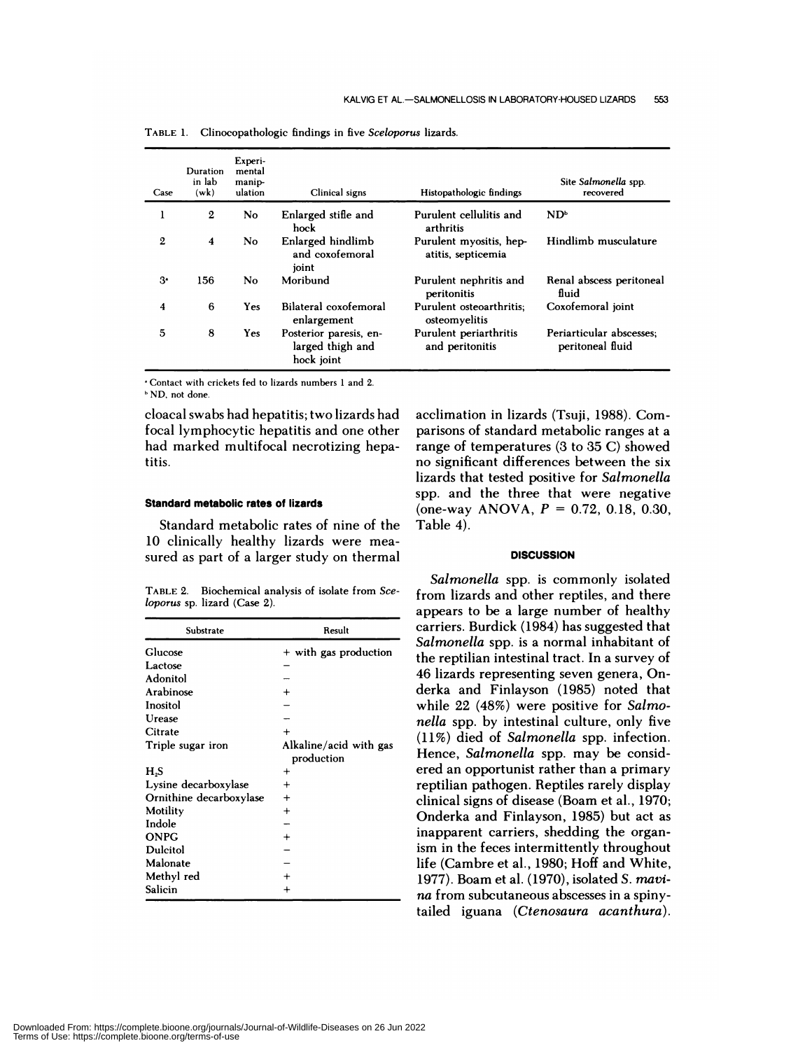TABLE 1. Clinicopathologic findings in five *Sceloporus* lizards.

| Case | Duration in lab (wk) | Experimental manipulation | Clinical signs | Histopathologic findings | Site *Salmonella* spp. recovered |
|---|---|---|---|---|---|
| 1 | 2 | No | Enlarged stifle and hock | Purulent cellulitis and arthritis | ND[b] |
| 2 | 4 | No | Enlarged hindlimb and coxofemoral joint | Purulent myositis, hepatitis, septicemia | Hindlimb musculature |
| 3[a] | 156 | No | Moribund | Purulent nephritis and peritonitis | Renal abscess peritoneal fluid |
| 4 | 6 | Yes | Bilateral coxofemoral enlargement | Purulent osteoarthritis; osteomyelitis | Coxofemoral joint |
| 5 | 8 | Yes | Posterior paresis, enlarged thigh and hock joint | Purulent periarthritis and peritonitis | Periarticular abscesses; peritoneal fluid |

[a] Contact with crickets fed to lizards numbers 1 and 2.
[b] ND, not done.

cloacal swabs had hepatitis; two lizards had focal lymphocytic hepatitis and one other had marked multifocal necrotizing hepatitis.

### Standard metabolic rates of lizards

Standard metabolic rates of nine of the 10 clinically healthy lizards were measured as part of a larger study on thermal acclimation in lizards (Tsuji, 1988). Comparisons of standard metabolic ranges at a range of temperatures (3 to 35 C) showed no significant differences between the six lizards that tested positive for *Salmonella* spp. and the three that were negative (one-way ANOVA, $P$ = 0.72, 0.18, 0.30, Table 4).

TABLE 2. Biochemical analysis of isolate from *Sceloporus* sp. lizard (Case 2).

| Substrate | Result |
|---|---|
| Glucose | + with gas production |
| Lactose | − |
| Adonitol | − |
| Arabinose | + |
| Inositol | − |
| Urease | − |
| Citrate | + |
| Triple sugar iron | Alkaline/acid with gas production |
| $H_2S$ | + |
| Lysine decarboxylase | + |
| Ornithine decarboxylase | + |
| Motility | + |
| Indole | − |
| ONPG | + |
| Dulcitol | − |
| Malonate | − |
| Methyl red | + |
| Salicin | + |

## DISCUSSION

*Salmonella* spp. is commonly isolated from lizards and other reptiles, and there appears to be a large number of healthy carriers. Burdick (1984) has suggested that *Salmonella* spp. is a normal inhabitant of the reptilian intestinal tract. In a survey of 46 lizards representing seven genera, Onderka and Finlayson (1985) noted that while 22 (48%) were positive for *Salmonella* spp. by intestinal culture, only five (11%) died of *Salmonella* spp. infection. Hence, *Salmonella* spp. may be considered an opportunist rather than a primary reptilian pathogen. Reptiles rarely display clinical signs of disease (Boam et al., 1970; Onderka and Finlayson, 1985) but act as inapparent carriers, shedding the organism in the feces intermittently throughout life (Cambre et al., 1980; Hoff and White, 1977). Boam et al. (1970), isolated *S. mavina* from subcutaneous abscesses in a spiny-tailed iguana (*Ctenosaura acanthura*).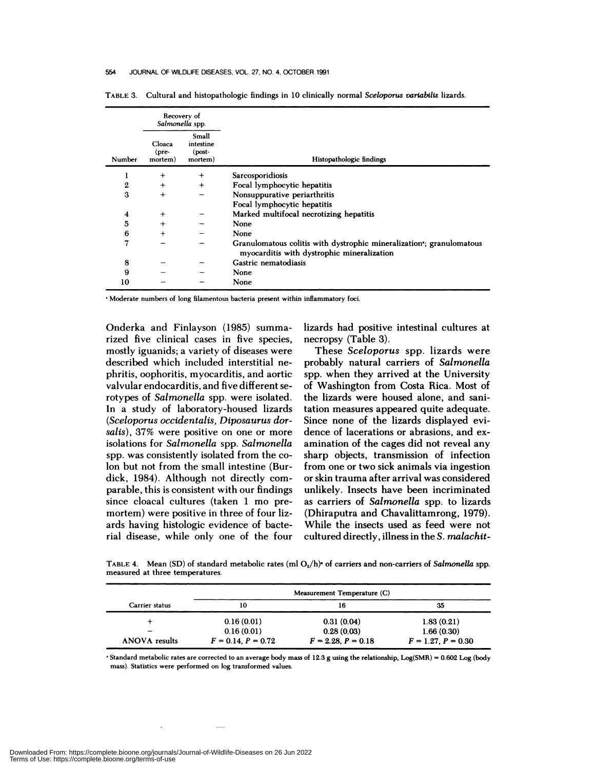TABLE 3. Cultural and histopathologic findings in 10 clinically normal *Sceloporus variabilis* lizards.

| | Recovery of *Salmonella* spp. | | |
|---|---|---|---|
| Number | Cloaca (pre-mortem) | Small intestine (post-mortem) | Histopathologic findings |
| 1 | + | + | Sarcosporidiosis |
| 2 | + | + | Focal lymphocytic hepatitis |
| 3 | + | − | Nonsuppurative periarthritis<br>Focal lymphocytic hepatitis |
| 4 | + | − | Marked multifocal necrotizing hepatitis |
| 5 | + | − | None |
| 6 | + | − | None |
| 7 | − | − | Granulomatous colitis with dystrophic mineralization[a]; granulomatous myocarditis with dystrophic mineralization |
| 8 | − | − | Gastric nematodiasis |
| 9 | − | − | None |
| 10 | − | − | None |

[a] Moderate numbers of long filamentous bacteria present within inflammatory foci.

Onderka and Finlayson (1985) summarized five clinical cases in five species, mostly iguanids; a variety of diseases were described which included interstitial nephritis, oophoritis, myocarditis, and aortic valvular endocarditis, and five different serotypes of *Salmonella* spp. were isolated. In a study of laboratory-housed lizards (*Sceloporus occidentalis*, *Diposaurus dorsalis*), 37% were positive on one or more isolations for *Salmonella* spp. *Salmonella* spp. was consistently isolated from the colon but not from the small intestine (Burdick, 1984). Although not directly comparable, this is consistent with our findings since cloacal cultures (taken 1 mo premortem) were positive in three of four lizards having histologic evidence of bacterial disease, while only one of the four lizards had positive intestinal cultures at necropsy (Table 3).

These *Sceloporus* spp. lizards were probably natural carriers of *Salmonella* spp. when they arrived at the University of Washington from Costa Rica. Most of the lizards were housed alone, and sanitation measures appeared quite adequate. Since none of the lizards displayed evidence of lacerations or abrasions, and examination of the cages did not reveal any sharp objects, transmission of infection from one or two sick animals via ingestion or skin trauma after arrival was considered unlikely. Insects have been incriminated as carriers of *Salmonella* spp. to lizards (Dhiraputra and Chavalittamrong, 1979). While the insects used as feed were not cultured directly, illness in the *S. malachit-*

TABLE 4. Mean (SD) of standard metabolic rates (ml $O_2$/h)[a] of carriers and non-carriers of *Salmonella* spp. measured at three temperatures.

| | Measurement Temperature (C) | | |
|---|---|---|---|
| Carrier status | 10 | 16 | 35 |
| + | 0.16 (0.01) | 0.31 (0.04) | 1.83 (0.21) |
| − | 0.16 (0.01) | 0.28 (0.03) | 1.66 (0.30) |
| ANOVA results | $F = 0.14$, $P = 0.72$ | $F = 2.28$, $P = 0.18$ | $F = 1.27$, $P = 0.30$ |

[a] Standard metabolic rates are corrected to an average body mass of 12.3 g using the relationship, Log(SMR) = 0.602 Log (body mass). Statistics were performed on log transformed values.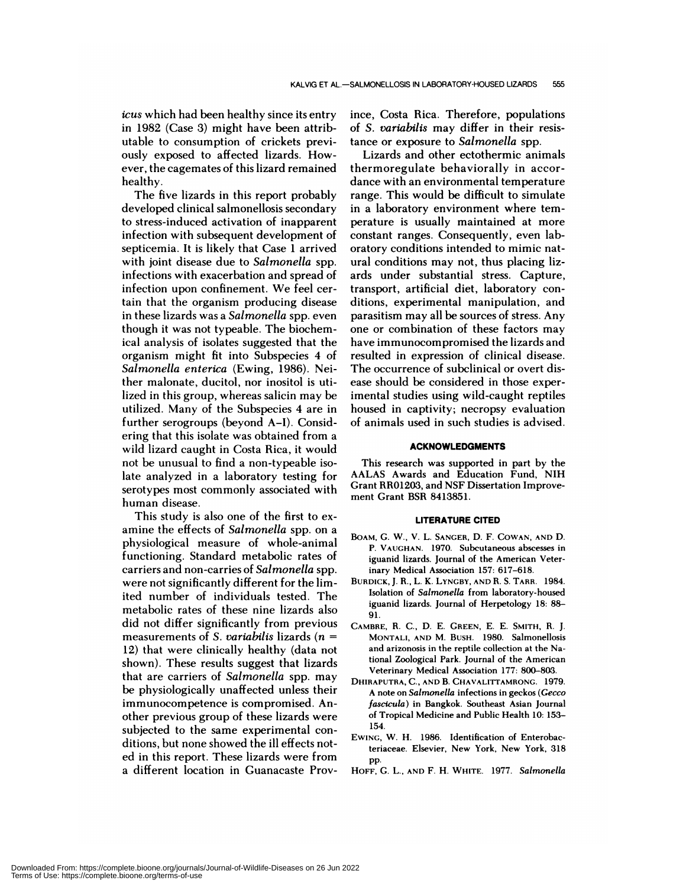*icus* which had been healthy since its entry in 1982 (Case 3) might have been attributable to consumption of crickets previously exposed to affected lizards. However, the cagemates of this lizard remained healthy.

The five lizards in this report probably developed clinical salmonellosis secondary to stress-induced activation of inapparent infection with subsequent development of septicemia. It is likely that Case 1 arrived with joint disease due to *Salmonella* spp. infections with exacerbation and spread of infection upon confinement. We feel certain that the organism producing disease in these lizards was a *Salmonella* spp. even though it was not typeable. The biochemical analysis of isolates suggested that the organism might fit into Subspecies 4 of *Salmonella enterica* (Ewing, 1986). Neither malonate, ducitol, nor inositol is utilized in this group, whereas salicin may be utilized. Many of the Subspecies 4 are in further serogroups (beyond A–I). Considering that this isolate was obtained from a wild lizard caught in Costa Rica, it would not be unusual to find a non-typeable isolate analyzed in a laboratory testing for serotypes most commonly associated with human disease.

This study is also one of the first to examine the effects of *Salmonella* spp. on a physiological measure of whole-animal functioning. Standard metabolic rates of carriers and non-carries of *Salmonella* spp. were not significantly different for the limited number of individuals tested. The metabolic rates of these nine lizards also did not differ significantly from previous measurements of *S. variabilis* lizards ($n = 12$) that were clinically healthy (data not shown). These results suggest that lizards that are carriers of *Salmonella* spp. may be physiologically unaffected unless their immunocompetence is compromised. Another previous group of these lizards were subjected to the same experimental conditions, but none showed the ill effects noted in this report. These lizards were from a different location in Guanacaste Province, Costa Rica. Therefore, populations of *S. variabilis* may differ in their resistance or exposure to *Salmonella* spp.

Lizards and other ectothermic animals thermoregulate behaviorally in accordance with an environmental temperature range. This would be difficult to simulate in a laboratory environment where temperature is usually maintained at more constant ranges. Consequently, even laboratory conditions intended to mimic natural conditions may not, thus placing lizards under substantial stress. Capture, transport, artificial diet, laboratory conditions, experimental manipulation, and parasitism may all be sources of stress. Any one or combination of these factors may have immunocompromised the lizards and resulted in expression of clinical disease. The occurrence of subclinical or overt disease should be considered in those experimental studies using wild-caught reptiles housed in captivity; necropsy evaluation of animals used in such studies is advised.

## ACKNOWLEDGMENTS

This research was supported in part by the AALAS Awards and Education Fund, NIH Grant RR01203, and NSF Dissertation Improvement Grant BSR 8413851.

## LITERATURE CITED

BOAM, G. W., V. L. SANGER, D. F. COWAN, AND D. P. VAUGHAN. 1970. Subcutaneous abscesses in iguanid lizards. Journal of the American Veterinary Medical Association 157: 617–618.

BURDICK, J. R., L. K. LYNGBY, AND R. S. TARR. 1984. Isolation of *Salmonella* from laboratory-housed iguanid lizards. Journal of Herpetology 18: 88–91.

CAMBRE, R. C., D. E. GREEN, E. E. SMITH, R. J. MONTALI, AND M. BUSH. 1980. Salmonellosis and arizonosis in the reptile collection at the National Zoological Park. Journal of the American Veterinary Medical Association 177: 800–803.

DHIRAPUTRA, C., AND B. CHAVALITTAMRONG. 1979. A note on *Salmonella* infections in geckos (*Gecco fascicula*) in Bangkok. Southeast Asian Journal of Tropical Medicine and Public Health 10: 153–154.

EWING, W. H. 1986. Identification of Enterobacteriaceae. Elsevier, New York, New York, 318 pp.

HOFF, G. L., AND F. H. WHITE. 1977. *Salmonella*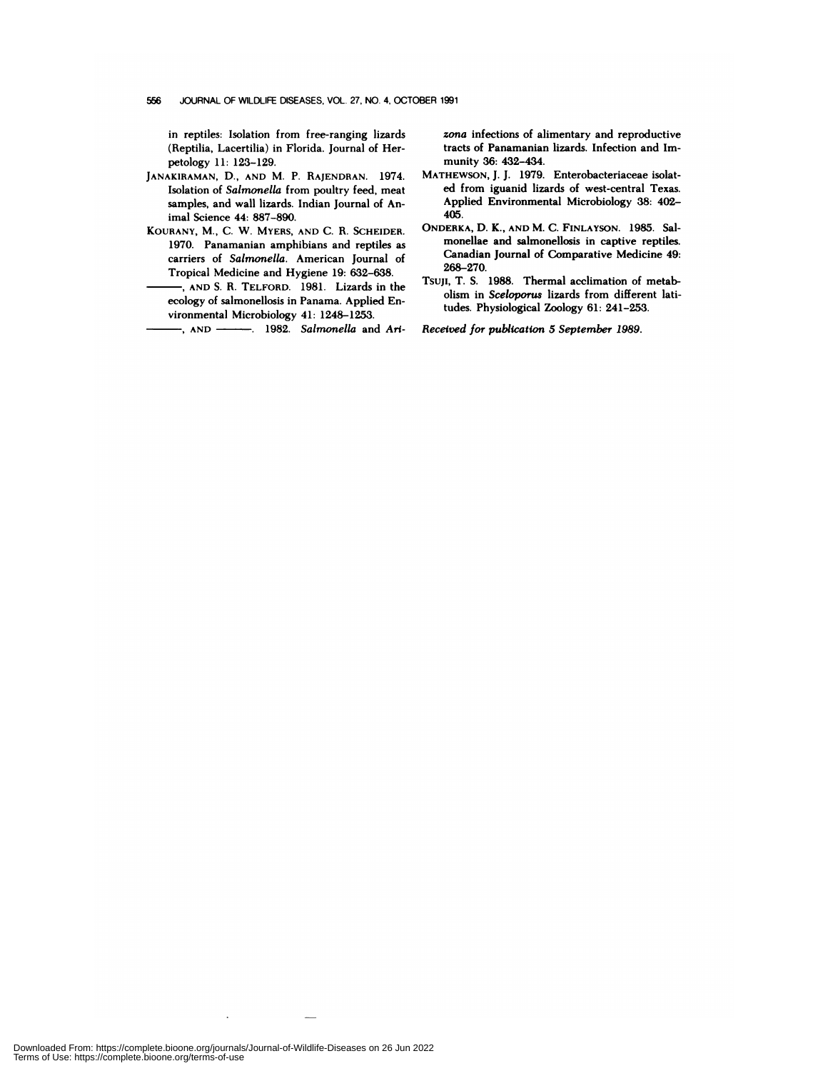in reptiles: Isolation from free-ranging lizards (Reptilia, Lacertilia) in Florida. Journal of Herpetology 11: 123–129.

JANAKIRAMAN, D., AND M. P. RAJENDRAN. 1974. Isolation of *Salmonella* from poultry feed, meat samples, and wall lizards. Indian Journal of Animal Science 44: 887–890.

KOURANY, M., C. W. MYERS, AND C. R. SCHEIDER. 1970. Panamanian amphibians and reptiles as carriers of *Salmonella*. American Journal of Tropical Medicine and Hygiene 19: 632–638.

———, AND S. R. TELFORD. 1981. Lizards in the ecology of salmonellosis in Panama. Applied Environmental Microbiology 41: 1248–1253.

———, AND ———. 1982. *Salmonella* and *Arizona* infections of alimentary and reproductive tracts of Panamanian lizards. Infection and Immunity 36: 432–434.

MATHEWSON, J. J. 1979. Enterobacteriaceae isolated from iguanid lizards of west-central Texas. Applied Environmental Microbiology 38: 402–405.

ONDERKA, D. K., AND M. C. FINLAYSON. 1985. Salmonellae and salmonellosis in captive reptiles. Canadian Journal of Comparative Medicine 49: 268–270.

TSUJI, T. S. 1988. Thermal acclimation of metabolism in *Sceloporus* lizards from different latitudes. Physiological Zoology 61: 241–253.

*Received for publication 5 September 1989.*